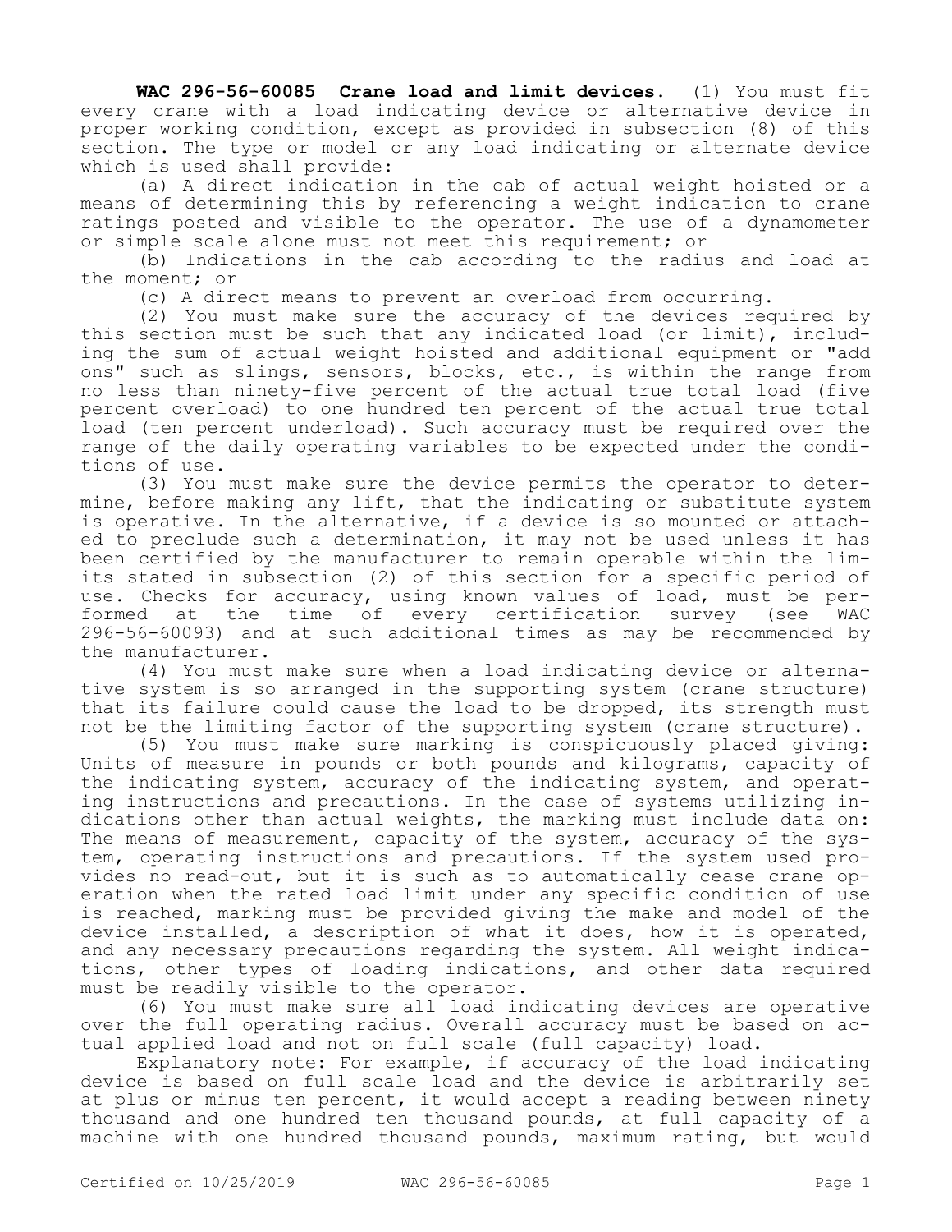**WAC 296-56-60085 Crane load and limit devices.** (1) You must fit every crane with a load indicating device or alternative device in proper working condition, except as provided in subsection (8) of this section. The type or model or any load indicating or alternate device which is used shall provide:

(a) A direct indication in the cab of actual weight hoisted or a means of determining this by referencing a weight indication to crane ratings posted and visible to the operator. The use of a dynamometer or simple scale alone must not meet this requirement; or

(b) Indications in the cab according to the radius and load at the moment; or

(c) A direct means to prevent an overload from occurring.

(2) You must make sure the accuracy of the devices required by this section must be such that any indicated load (or limit), including the sum of actual weight hoisted and additional equipment or "add ons" such as slings, sensors, blocks, etc., is within the range from no less than ninety-five percent of the actual true total load (five percent overload) to one hundred ten percent of the actual true total load (ten percent underload). Such accuracy must be required over the range of the daily operating variables to be expected under the conditions of use.

(3) You must make sure the device permits the operator to determine, before making any lift, that the indicating or substitute system is operative. In the alternative, if a device is so mounted or attached to preclude such a determination, it may not be used unless it has been certified by the manufacturer to remain operable within the limits stated in subsection (2) of this section for a specific period of use. Checks for accuracy, using known values of load, must be performed at the time of every certification survey (see WAC 296-56-60093) and at such additional times as may be recommended by the manufacturer.

(4) You must make sure when a load indicating device or alternative system is so arranged in the supporting system (crane structure) that its failure could cause the load to be dropped, its strength must not be the limiting factor of the supporting system (crane structure).

(5) You must make sure marking is conspicuously placed giving: Units of measure in pounds or both pounds and kilograms, capacity of the indicating system, accuracy of the indicating system, and operating instructions and precautions. In the case of systems utilizing indications other than actual weights, the marking must include data on: The means of measurement, capacity of the system, accuracy of the system, operating instructions and precautions. If the system used provides no read-out, but it is such as to automatically cease crane operation when the rated load limit under any specific condition of use is reached, marking must be provided giving the make and model of the device installed, a description of what it does, how it is operated, and any necessary precautions regarding the system. All weight indications, other types of loading indications, and other data required must be readily visible to the operator.

(6) You must make sure all load indicating devices are operative over the full operating radius. Overall accuracy must be based on actual applied load and not on full scale (full capacity) load.

Explanatory note: For example, if accuracy of the load indicating device is based on full scale load and the device is arbitrarily set at plus or minus ten percent, it would accept a reading between ninety thousand and one hundred ten thousand pounds, at full capacity of a machine with one hundred thousand pounds, maximum rating, but would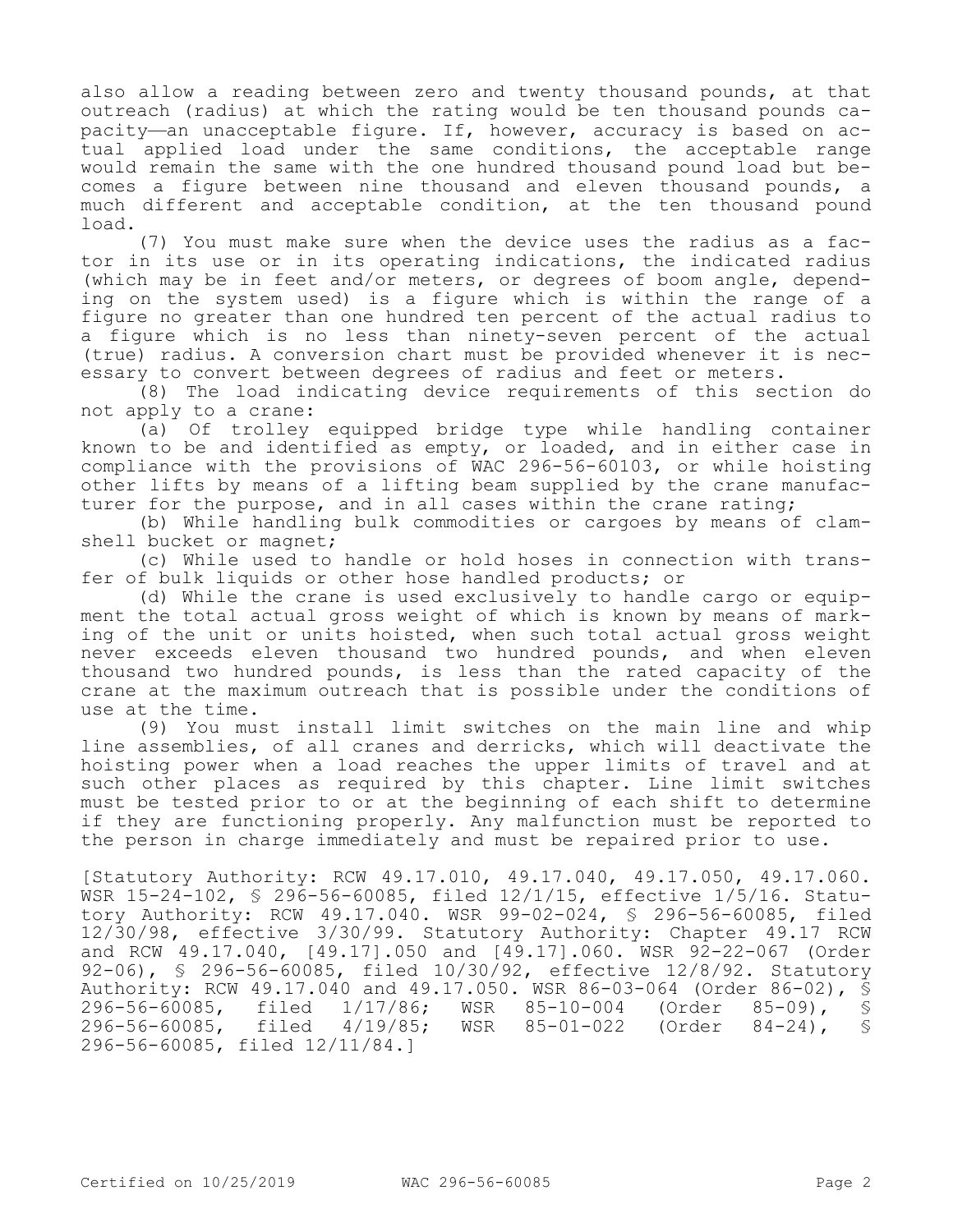also allow a reading between zero and twenty thousand pounds, at that outreach (radius) at which the rating would be ten thousand pounds capacity—an unacceptable figure. If, however, accuracy is based on actual applied load under the same conditions, the acceptable range would remain the same with the one hundred thousand pound load but becomes a figure between nine thousand and eleven thousand pounds, a much different and acceptable condition, at the ten thousand pound load.

(7) You must make sure when the device uses the radius as a factor in its use or in its operating indications, the indicated radius (which may be in feet and/or meters, or degrees of boom angle, depending on the system used) is a figure which is within the range of a figure no greater than one hundred ten percent of the actual radius to a figure which is no less than ninety-seven percent of the actual (true) radius. A conversion chart must be provided whenever it is necessary to convert between degrees of radius and feet or meters.

(8) The load indicating device requirements of this section do not apply to a crane:

(a) Of trolley equipped bridge type while handling container known to be and identified as empty, or loaded, and in either case in compliance with the provisions of WAC 296-56-60103, or while hoisting other lifts by means of a lifting beam supplied by the crane manufacturer for the purpose, and in all cases within the crane rating;

(b) While handling bulk commodities or cargoes by means of clamshell bucket or magnet;

(c) While used to handle or hold hoses in connection with transfer of bulk liquids or other hose handled products; or

(d) While the crane is used exclusively to handle cargo or equipment the total actual gross weight of which is known by means of marking of the unit or units hoisted, when such total actual gross weight never exceeds eleven thousand two hundred pounds, and when eleven thousand two hundred pounds, is less than the rated capacity of the crane at the maximum outreach that is possible under the conditions of use at the time.

(9) You must install limit switches on the main line and whip line assemblies, of all cranes and derricks, which will deactivate the hoisting power when a load reaches the upper limits of travel and at such other places as required by this chapter. Line limit switches must be tested prior to or at the beginning of each shift to determine if they are functioning properly. Any malfunction must be reported to the person in charge immediately and must be repaired prior to use.

[Statutory Authority: RCW 49.17.010, 49.17.040, 49.17.050, 49.17.060. WSR 15-24-102, § 296-56-60085, filed 12/1/15, effective 1/5/16. Statutory Authority: RCW 49.17.040. WSR 99-02-024, § 296-56-60085, filed 12/30/98, effective 3/30/99. Statutory Authority: Chapter 49.17 RCW and RCW 49.17.040, [49.17].050 and [49.17].060. WSR 92-22-067 (Order 92-06), § 296-56-60085, filed 10/30/92, effective 12/8/92. Statutory Authority: RCW 49.17.040 and 49.17.050. WSR 86-03-064 (Order 86-02), § 296-56-60085, filed 1/17/86; WSR 85-10-004 (Order 85-09), § 296-56-60085, filed 4/19/85; WSR 85-01-022 (Order 84-24), § 296-56-60085, filed 12/11/84.]